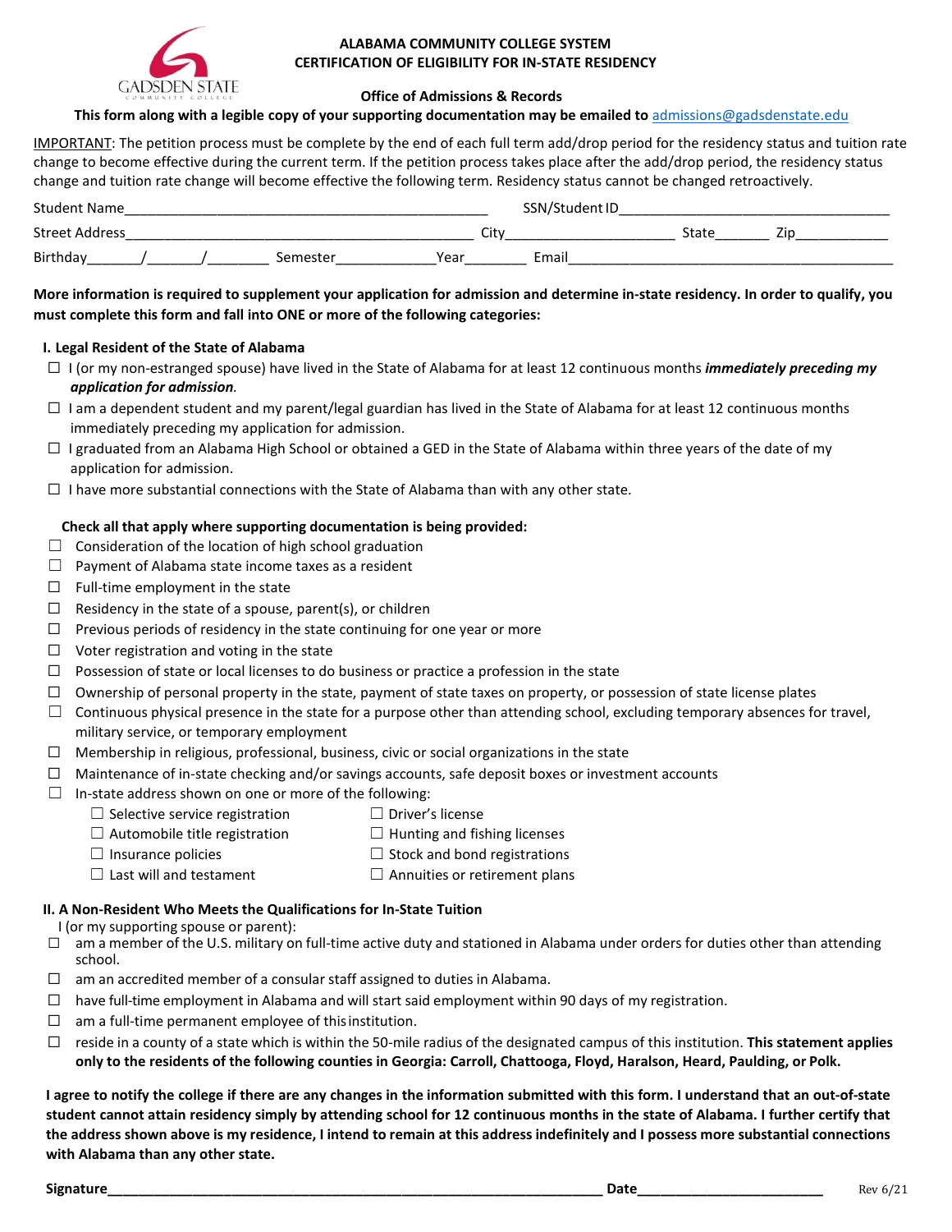# ALABAMA COMMUNITY COLLEGE SYSTEM
## CERTIFICATION OF ELIGIBILITY FOR IN-STATE RESIDENCY

**Office of Admissions & Records**

**This form along with a legible copy of your supporting documentation may be emailed to** admissions@gadsdenstate.edu

IMPORTANT: The petition process must be complete by the end of each full term add/drop period for the residency status and tuition rate change to become effective during the current term. If the petition process takes place after the add/drop period, the residency status change and tuition rate change will become effective the following term. Residency status cannot be changed retroactively.

Student Name_______________________________________________ SSN/Student ID___________________________________

Street Address_____________________________________________ City_____________________ State_______ Zip___________

Birthday_______/_______/________ Semester____________Year________ Email__________________________________________

**More information is required to supplement your application for admission and determine in-state residency. In order to qualify, you must complete this form and fall into ONE or more of the following categories:**

**I. Legal Resident of the State of Alabama**

- ☐ I (or my non-estranged spouse) have lived in the State of Alabama for at least 12 continuous months ***immediately preceding my application for admission***.
- ☐ I am a dependent student and my parent/legal guardian has lived in the State of Alabama for at least 12 continuous months immediately preceding my application for admission.
- ☐ I graduated from an Alabama High School or obtained a GED in the State of Alabama within three years of the date of my application for admission.
- ☐ I have more substantial connections with the State of Alabama than with any other state.

**Check all that apply where supporting documentation is being provided:**

- ☐ Consideration of the location of high school graduation
- ☐ Payment of Alabama state income taxes as a resident
- ☐ Full-time employment in the state
- ☐ Residency in the state of a spouse, parent(s), or children
- ☐ Previous periods of residency in the state continuing for one year or more
- ☐ Voter registration and voting in the state
- ☐ Possession of state or local licenses to do business or practice a profession in the state
- ☐ Ownership of personal property in the state, payment of state taxes on property, or possession of state license plates
- ☐ Continuous physical presence in the state for a purpose other than attending school, excluding temporary absences for travel, military service, or temporary employment
- ☐ Membership in religious, professional, business, civic or social organizations in the state
- ☐ Maintenance of in-state checking and/or savings accounts, safe deposit boxes or investment accounts
- ☐ In-state address shown on one or more of the following:
  - ☐ Selective service registration
  - ☐ Driver's license
  - ☐ Automobile title registration
  - ☐ Hunting and fishing licenses
  - ☐ Insurance policies
  - ☐ Stock and bond registrations
  - ☐ Last will and testament
  - ☐ Annuities or retirement plans

**II. A Non-Resident Who Meets the Qualifications for In-State Tuition**

I (or my supporting spouse or parent):

- ☐ am a member of the U.S. military on full-time active duty and stationed in Alabama under orders for duties other than attending school.
- ☐ am an accredited member of a consular staff assigned to duties in Alabama.
- ☐ have full-time employment in Alabama and will start said employment within 90 days of my registration.
- ☐ am a full-time permanent employee of this institution.
- ☐ reside in a county of a state which is within the 50-mile radius of the designated campus of this institution. **This statement applies only to the residents of the following counties in Georgia: Carroll, Chattooga, Floyd, Haralson, Heard, Paulding, or Polk.**

**I agree to notify the college if there are any changes in the information submitted with this form. I understand that an out-of-state student cannot attain residency simply by attending school for 12 continuous months in the state of Alabama. I further certify that the address shown above is my residence, I intend to remain at this address indefinitely and I possess more substantial connections with Alabama than any other state.**

**Signature**_______________________________________________________________ **Date**________________________

Rev 6/21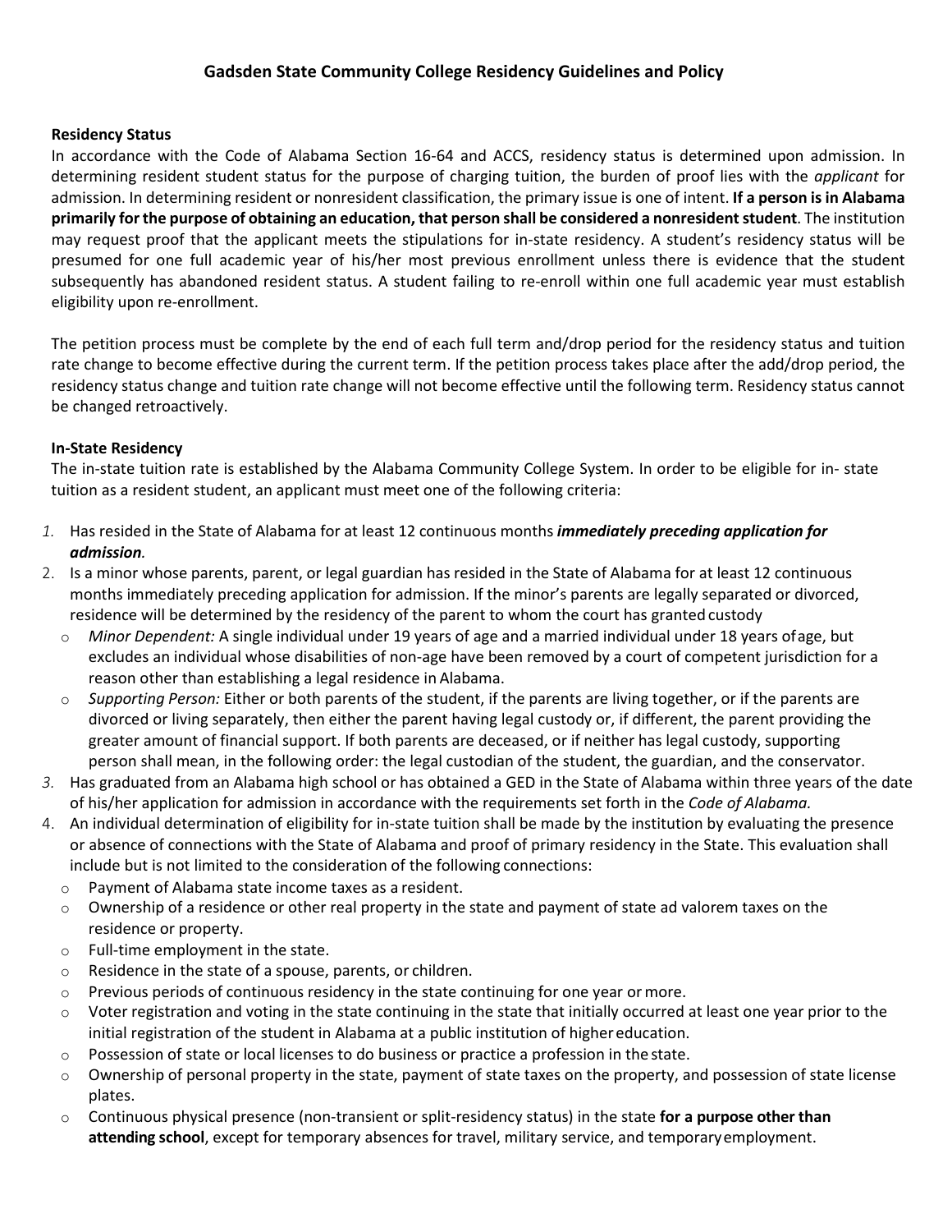## Gadsden State Community College Residency Guidelines and Policy

### Residency Status

In accordance with the Code of Alabama Section 16-64 and ACCS, residency status is determined upon admission. In determining resident student status for the purpose of charging tuition, the burden of proof lies with the *applicant* for admission. In determining resident or nonresident classification, the primary issue is one of intent. **If a person is in Alabama primarily for the purpose of obtaining an education, that person shall be considered a nonresident student**. The institution may request proof that the applicant meets the stipulations for in-state residency. A student's residency status will be presumed for one full academic year of his/her most previous enrollment unless there is evidence that the student subsequently has abandoned resident status. A student failing to re-enroll within one full academic year must establish eligibility upon re-enrollment.

The petition process must be complete by the end of each full term and/drop period for the residency status and tuition rate change to become effective during the current term. If the petition process takes place after the add/drop period, the residency status change and tuition rate change will not become effective until the following term. Residency status cannot be changed retroactively.

### In-State Residency

The in-state tuition rate is established by the Alabama Community College System. In order to be eligible for in- state tuition as a resident student, an applicant must meet one of the following criteria:

1. Has resided in the State of Alabama for at least 12 continuous months ***immediately preceding application for admission.***
2. Is a minor whose parents, parent, or legal guardian has resided in the State of Alabama for at least 12 continuous months immediately preceding application for admission. If the minor's parents are legally separated or divorced, residence will be determined by the residency of the parent to whom the court has granted custody
   - *Minor Dependent:* A single individual under 19 years of age and a married individual under 18 years of age, but excludes an individual whose disabilities of non-age have been removed by a court of competent jurisdiction for a reason other than establishing a legal residence in Alabama.
   - *Supporting Person:* Either or both parents of the student, if the parents are living together, or if the parents are divorced or living separately, then either the parent having legal custody or, if different, the parent providing the greater amount of financial support. If both parents are deceased, or if neither has legal custody, supporting person shall mean, in the following order: the legal custodian of the student, the guardian, and the conservator.
3. Has graduated from an Alabama high school or has obtained a GED in the State of Alabama within three years of the date of his/her application for admission in accordance with the requirements set forth in the *Code of Alabama.*
4. An individual determination of eligibility for in-state tuition shall be made by the institution by evaluating the presence or absence of connections with the State of Alabama and proof of primary residency in the State. This evaluation shall include but is not limited to the consideration of the following connections:
   - Payment of Alabama state income taxes as a resident.
   - Ownership of a residence or other real property in the state and payment of state ad valorem taxes on the residence or property.
   - Full-time employment in the state.
   - Residence in the state of a spouse, parents, or children.
   - Previous periods of continuous residency in the state continuing for one year or more.
   - Voter registration and voting in the state continuing in the state that initially occurred at least one year prior to the initial registration of the student in Alabama at a public institution of higher education.
   - Possession of state or local licenses to do business or practice a profession in the state.
   - Ownership of personal property in the state, payment of state taxes on the property, and possession of state license plates.
   - Continuous physical presence (non-transient or split-residency status) in the state **for a purpose other than attending school**, except for temporary absences for travel, military service, and temporary employment.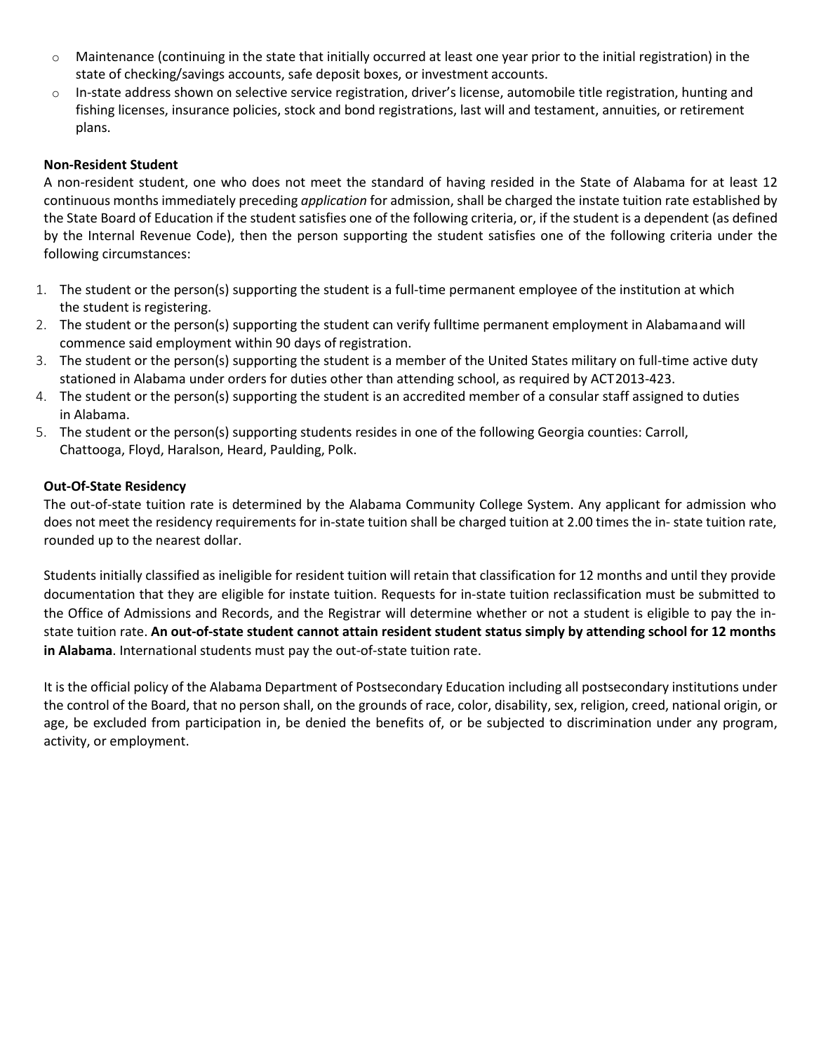- Maintenance (continuing in the state that initially occurred at least one year prior to the initial registration) in the state of checking/savings accounts, safe deposit boxes, or investment accounts.
- In-state address shown on selective service registration, driver's license, automobile title registration, hunting and fishing licenses, insurance policies, stock and bond registrations, last will and testament, annuities, or retirement plans.

**Non-Resident Student**

A non-resident student, one who does not meet the standard of having resided in the State of Alabama for at least 12 continuous months immediately preceding *application* for admission, shall be charged the instate tuition rate established by the State Board of Education if the student satisfies one of the following criteria, or, if the student is a dependent (as defined by the Internal Revenue Code), then the person supporting the student satisfies one of the following criteria under the following circumstances:

1. The student or the person(s) supporting the student is a full-time permanent employee of the institution at which the student is registering.
2. The student or the person(s) supporting the student can verify fulltime permanent employment in Alabama and will commence said employment within 90 days of registration.
3. The student or the person(s) supporting the student is a member of the United States military on full-time active duty stationed in Alabama under orders for duties other than attending school, as required by ACT 2013-423.
4. The student or the person(s) supporting the student is an accredited member of a consular staff assigned to duties in Alabama.
5. The student or the person(s) supporting students resides in one of the following Georgia counties: Carroll, Chattooga, Floyd, Haralson, Heard, Paulding, Polk.

**Out-Of-State Residency**

The out-of-state tuition rate is determined by the Alabama Community College System. Any applicant for admission who does not meet the residency requirements for in-state tuition shall be charged tuition at 2.00 times the in- state tuition rate, rounded up to the nearest dollar.

Students initially classified as ineligible for resident tuition will retain that classification for 12 months and until they provide documentation that they are eligible for instate tuition. Requests for in-state tuition reclassification must be submitted to the Office of Admissions and Records, and the Registrar will determine whether or not a student is eligible to pay the in-state tuition rate. **An out-of-state student cannot attain resident student status simply by attending school for 12 months in Alabama**. International students must pay the out-of-state tuition rate.

It is the official policy of the Alabama Department of Postsecondary Education including all postsecondary institutions under the control of the Board, that no person shall, on the grounds of race, color, disability, sex, religion, creed, national origin, or age, be excluded from participation in, be denied the benefits of, or be subjected to discrimination under any program, activity, or employment.